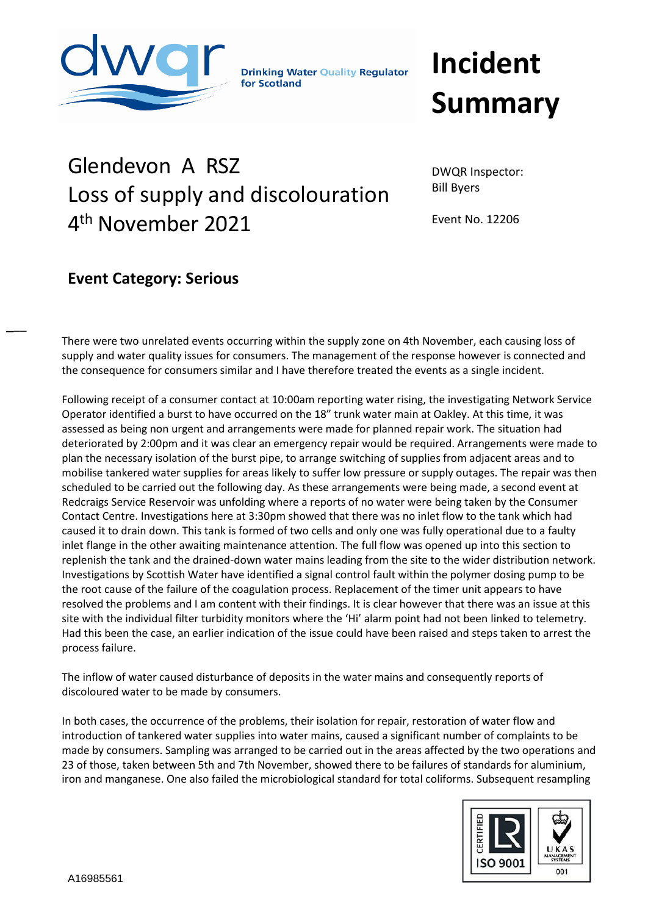Drinking Water Quality Regulator for Scotland

# Incident Summary

## Glendevon A RSZ
## Loss of supply and discolouration
## 4th November 2021

DWQR Inspector:
Bill Byers

Event No. 12206

### Event Category: Serious

There were two unrelated events occurring within the supply zone on 4th November, each causing loss of supply and water quality issues for consumers. The management of the response however is connected and the consequence for consumers similar and I have therefore treated the events as a single incident.

Following receipt of a consumer contact at 10:00am reporting water rising, the investigating Network Service Operator identified a burst to have occurred on the 18" trunk water main at Oakley. At this time, it was assessed as being non urgent and arrangements were made for planned repair work. The situation had deteriorated by 2:00pm and it was clear an emergency repair would be required. Arrangements were made to plan the necessary isolation of the burst pipe, to arrange switching of supplies from adjacent areas and to mobilise tankered water supplies for areas likely to suffer low pressure or supply outages. The repair was then scheduled to be carried out the following day. As these arrangements were being made, a second event at Redcraigs Service Reservoir was unfolding where a reports of no water were being taken by the Consumer Contact Centre. Investigations here at 3:30pm showed that there was no inlet flow to the tank which had caused it to drain down. This tank is formed of two cells and only one was fully operational due to a faulty inlet flange in the other awaiting maintenance attention. The full flow was opened up into this section to replenish the tank and the drained-down water mains leading from the site to the wider distribution network. Investigations by Scottish Water have identified a signal control fault within the polymer dosing pump to be the root cause of the failure of the coagulation process. Replacement of the timer unit appears to have resolved the problems and I am content with their findings. It is clear however that there was an issue at this site with the individual filter turbidity monitors where the 'Hi' alarm point had not been linked to telemetry. Had this been the case, an earlier indication of the issue could have been raised and steps taken to arrest the process failure.

The inflow of water caused disturbance of deposits in the water mains and consequently reports of discoloured water to be made by consumers.

In both cases, the occurrence of the problems, their isolation for repair, restoration of water flow and introduction of tankered water supplies into water mains, caused a significant number of complaints to be made by consumers. Sampling was arranged to be carried out in the areas affected by the two operations and 23 of those, taken between 5th and 7th November, showed there to be failures of standards for aluminium, iron and manganese. One also failed the microbiological standard for total coliforms. Subsequent resampling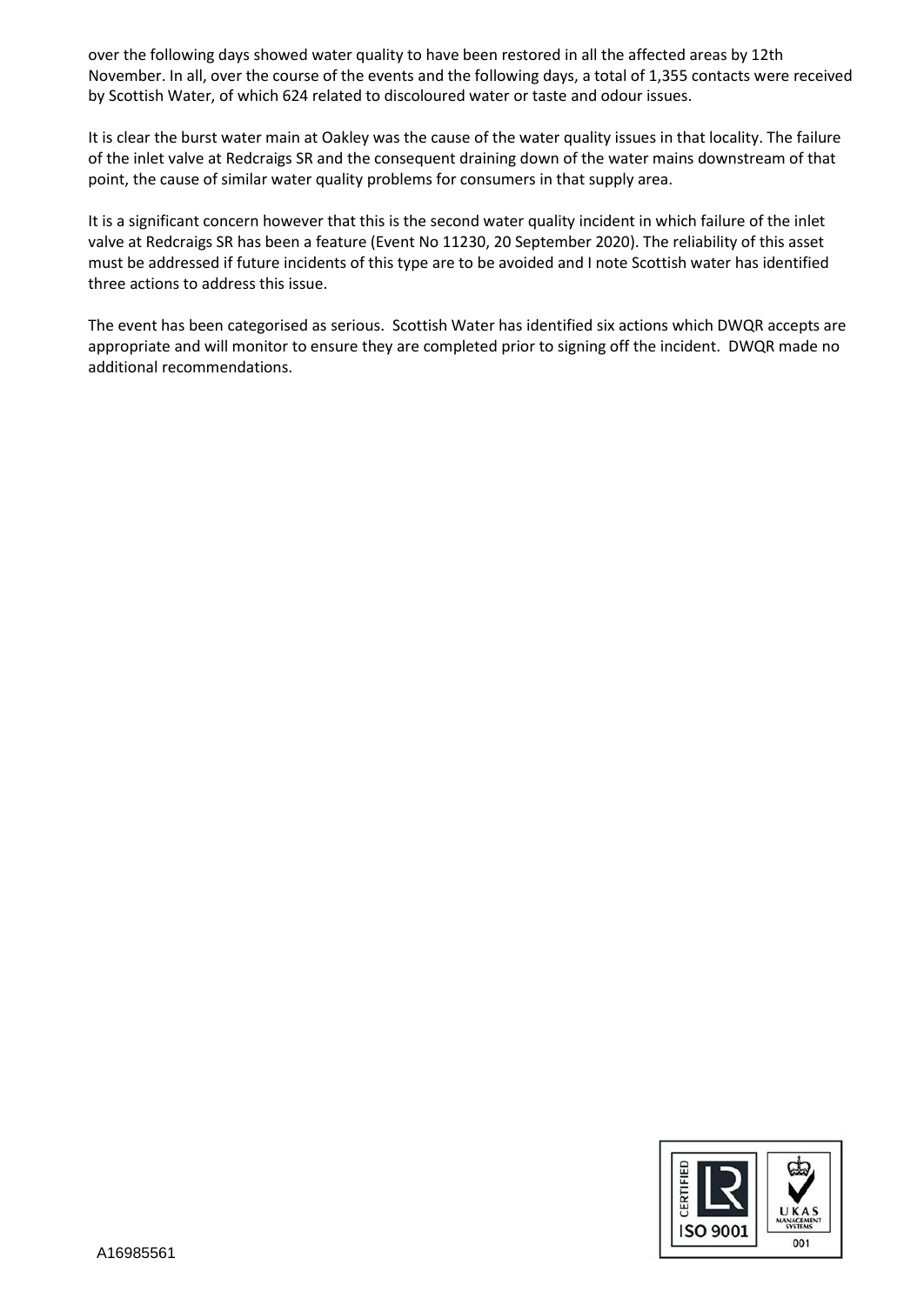over the following days showed water quality to have been restored in all the affected areas by 12th November. In all, over the course of the events and the following days, a total of 1,355 contacts were received by Scottish Water, of which 624 related to discoloured water or taste and odour issues.

It is clear the burst water main at Oakley was the cause of the water quality issues in that locality. The failure of the inlet valve at Redcraigs SR and the consequent draining down of the water mains downstream of that point, the cause of similar water quality problems for consumers in that supply area.

It is a significant concern however that this is the second water quality incident in which failure of the inlet valve at Redcraigs SR has been a feature (Event No 11230, 20 September 2020). The reliability of this asset must be addressed if future incidents of this type are to be avoided and I note Scottish water has identified three actions to address this issue.

The event has been categorised as serious. Scottish Water has identified six actions which DWQR accepts are appropriate and will monitor to ensure they are completed prior to signing off the incident. DWQR made no additional recommendations.

A16985561